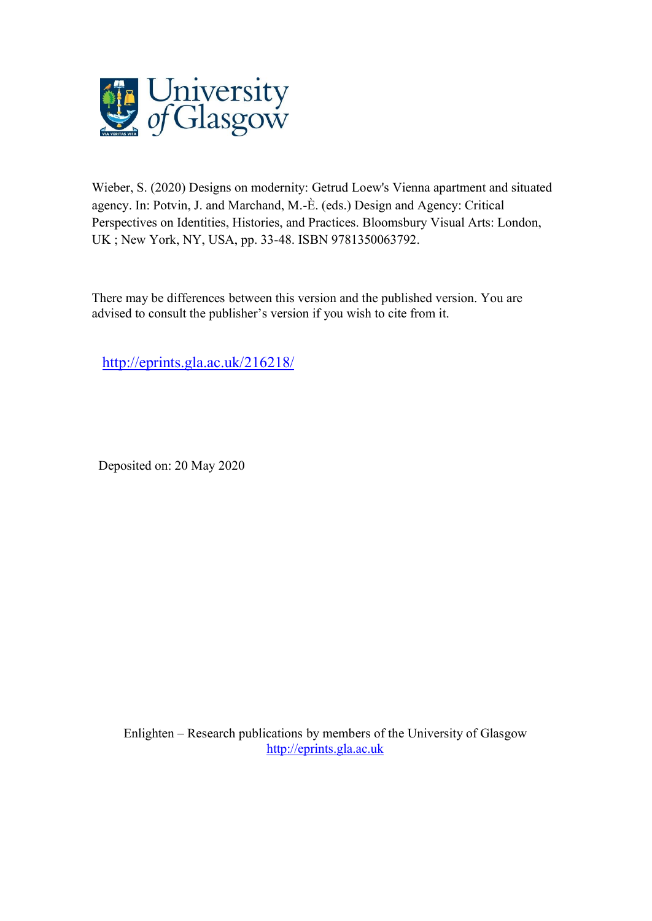University of Glasgow

Wieber, S. (2020) Designs on modernity: Getrud Loew's Vienna apartment and situated agency. In: Potvin, J. and Marchand, M.-È. (eds.) Design and Agency: Critical Perspectives on Identities, Histories, and Practices. Bloomsbury Visual Arts: London, UK ; New York, NY, USA, pp. 33-48. ISBN 9781350063792.

There may be differences between this version and the published version. You are advised to consult the publisher's version if you wish to cite from it.

http://eprints.gla.ac.uk/216218/

Deposited on: 20 May 2020

Enlighten – Research publications by members of the University of Glasgow
http://eprints.gla.ac.uk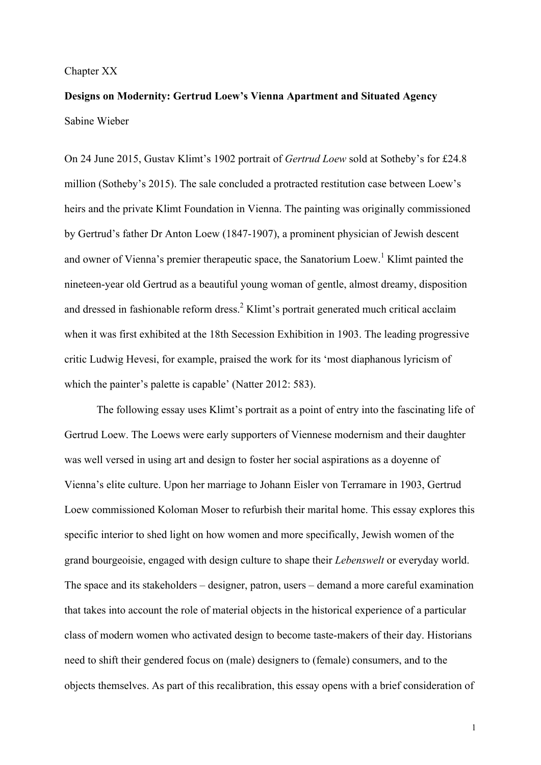Chapter XX

**Designs on Modernity: Gertrud Loew's Vienna Apartment and Situated Agency**

Sabine Wieber

On 24 June 2015, Gustav Klimt's 1902 portrait of *Gertrud Loew* sold at Sotheby's for £24.8 million (Sotheby's 2015). The sale concluded a protracted restitution case between Loew's heirs and the private Klimt Foundation in Vienna. The painting was originally commissioned by Gertrud's father Dr Anton Loew (1847-1907), a prominent physician of Jewish descent and owner of Vienna's premier therapeutic space, the Sanatorium Loew.[1] Klimt painted the nineteen-year old Gertrud as a beautiful young woman of gentle, almost dreamy, disposition and dressed in fashionable reform dress.[2] Klimt's portrait generated much critical acclaim when it was first exhibited at the 18th Secession Exhibition in 1903. The leading progressive critic Ludwig Hevesi, for example, praised the work for its 'most diaphanous lyricism of which the painter's palette is capable' (Natter 2012: 583).

The following essay uses Klimt's portrait as a point of entry into the fascinating life of Gertrud Loew. The Loews were early supporters of Viennese modernism and their daughter was well versed in using art and design to foster her social aspirations as a doyenne of Vienna's elite culture. Upon her marriage to Johann Eisler von Terramare in 1903, Gertrud Loew commissioned Koloman Moser to refurbish their marital home. This essay explores this specific interior to shed light on how women and more specifically, Jewish women of the grand bourgeoisie, engaged with design culture to shape their *Lebenswelt* or everyday world. The space and its stakeholders – designer, patron, users – demand a more careful examination that takes into account the role of material objects in the historical experience of a particular class of modern women who activated design to become taste-makers of their day. Historians need to shift their gendered focus on (male) designers to (female) consumers, and to the objects themselves. As part of this recalibration, this essay opens with a brief consideration of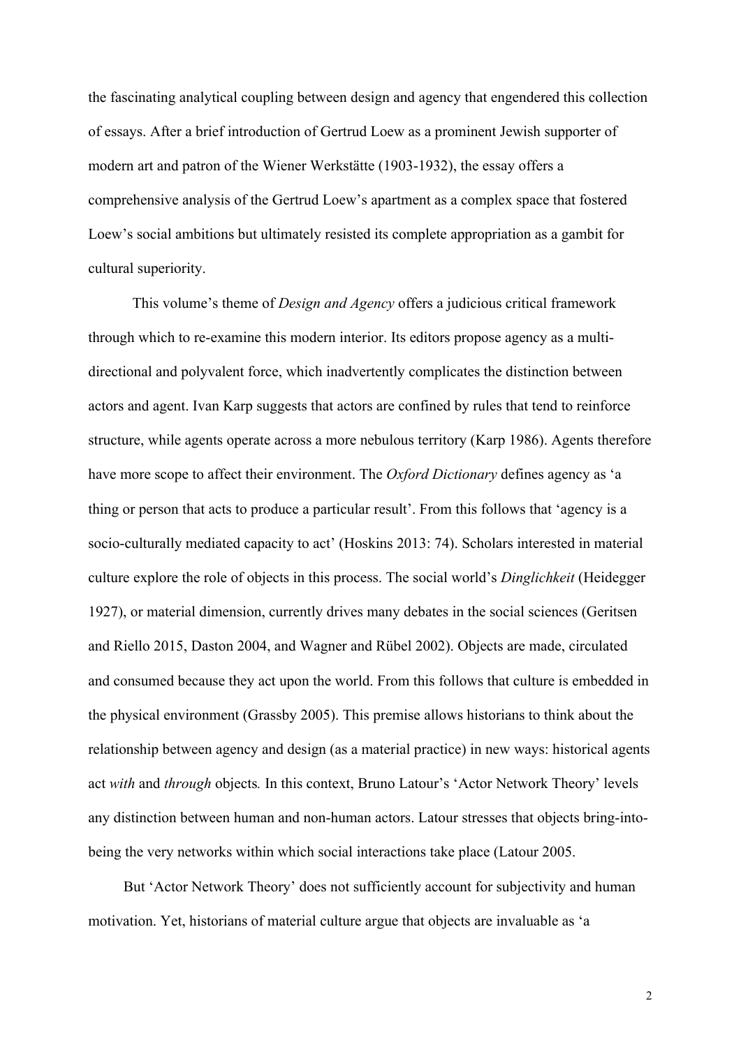the fascinating analytical coupling between design and agency that engendered this collection of essays. After a brief introduction of Gertrud Loew as a prominent Jewish supporter of modern art and patron of the Wiener Werkstätte (1903-1932), the essay offers a comprehensive analysis of the Gertrud Loew's apartment as a complex space that fostered Loew's social ambitions but ultimately resisted its complete appropriation as a gambit for cultural superiority.

This volume's theme of *Design and Agency* offers a judicious critical framework through which to re-examine this modern interior. Its editors propose agency as a multi-directional and polyvalent force, which inadvertently complicates the distinction between actors and agent. Ivan Karp suggests that actors are confined by rules that tend to reinforce structure, while agents operate across a more nebulous territory (Karp 1986). Agents therefore have more scope to affect their environment. The *Oxford Dictionary* defines agency as 'a thing or person that acts to produce a particular result'. From this follows that 'agency is a socio-culturally mediated capacity to act' (Hoskins 2013: 74). Scholars interested in material culture explore the role of objects in this process. The social world's *Dinglichkeit* (Heidegger 1927), or material dimension, currently drives many debates in the social sciences (Geritsen and Riello 2015, Daston 2004, and Wagner and Rübel 2002). Objects are made, circulated and consumed because they act upon the world. From this follows that culture is embedded in the physical environment (Grassby 2005). This premise allows historians to think about the relationship between agency and design (as a material practice) in new ways: historical agents act *with* and *through* objects*.* In this context, Bruno Latour's 'Actor Network Theory' levels any distinction between human and non-human actors. Latour stresses that objects bring-into-being the very networks within which social interactions take place (Latour 2005.

But 'Actor Network Theory' does not sufficiently account for subjectivity and human motivation. Yet, historians of material culture argue that objects are invaluable as 'a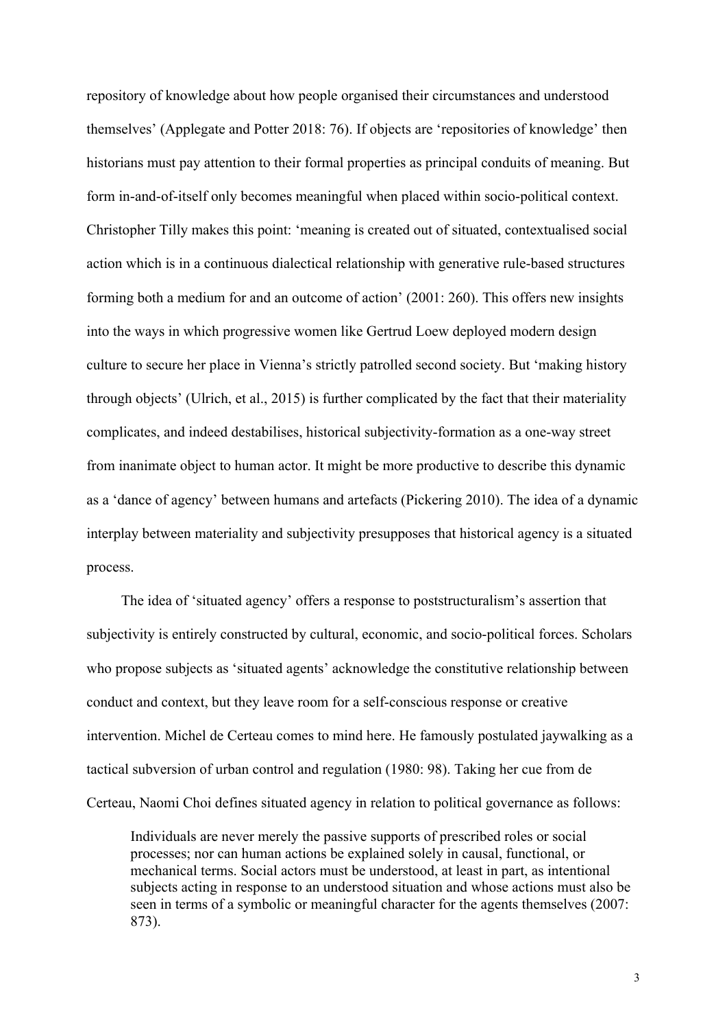repository of knowledge about how people organised their circumstances and understood themselves' (Applegate and Potter 2018: 76). If objects are 'repositories of knowledge' then historians must pay attention to their formal properties as principal conduits of meaning. But form in-and-of-itself only becomes meaningful when placed within socio-political context. Christopher Tilly makes this point: 'meaning is created out of situated, contextualised social action which is in a continuous dialectical relationship with generative rule-based structures forming both a medium for and an outcome of action' (2001: 260). This offers new insights into the ways in which progressive women like Gertrud Loew deployed modern design culture to secure her place in Vienna's strictly patrolled second society. But 'making history through objects' (Ulrich, et al., 2015) is further complicated by the fact that their materiality complicates, and indeed destabilises, historical subjectivity-formation as a one-way street from inanimate object to human actor. It might be more productive to describe this dynamic as a 'dance of agency' between humans and artefacts (Pickering 2010). The idea of a dynamic interplay between materiality and subjectivity presupposes that historical agency is a situated process.

The idea of 'situated agency' offers a response to poststructuralism's assertion that subjectivity is entirely constructed by cultural, economic, and socio-political forces. Scholars who propose subjects as 'situated agents' acknowledge the constitutive relationship between conduct and context, but they leave room for a self-conscious response or creative intervention. Michel de Certeau comes to mind here. He famously postulated jaywalking as a tactical subversion of urban control and regulation (1980: 98). Taking her cue from de Certeau, Naomi Choi defines situated agency in relation to political governance as follows:

> Individuals are never merely the passive supports of prescribed roles or social processes; nor can human actions be explained solely in causal, functional, or mechanical terms. Social actors must be understood, at least in part, as intentional subjects acting in response to an understood situation and whose actions must also be seen in terms of a symbolic or meaningful character for the agents themselves (2007: 873).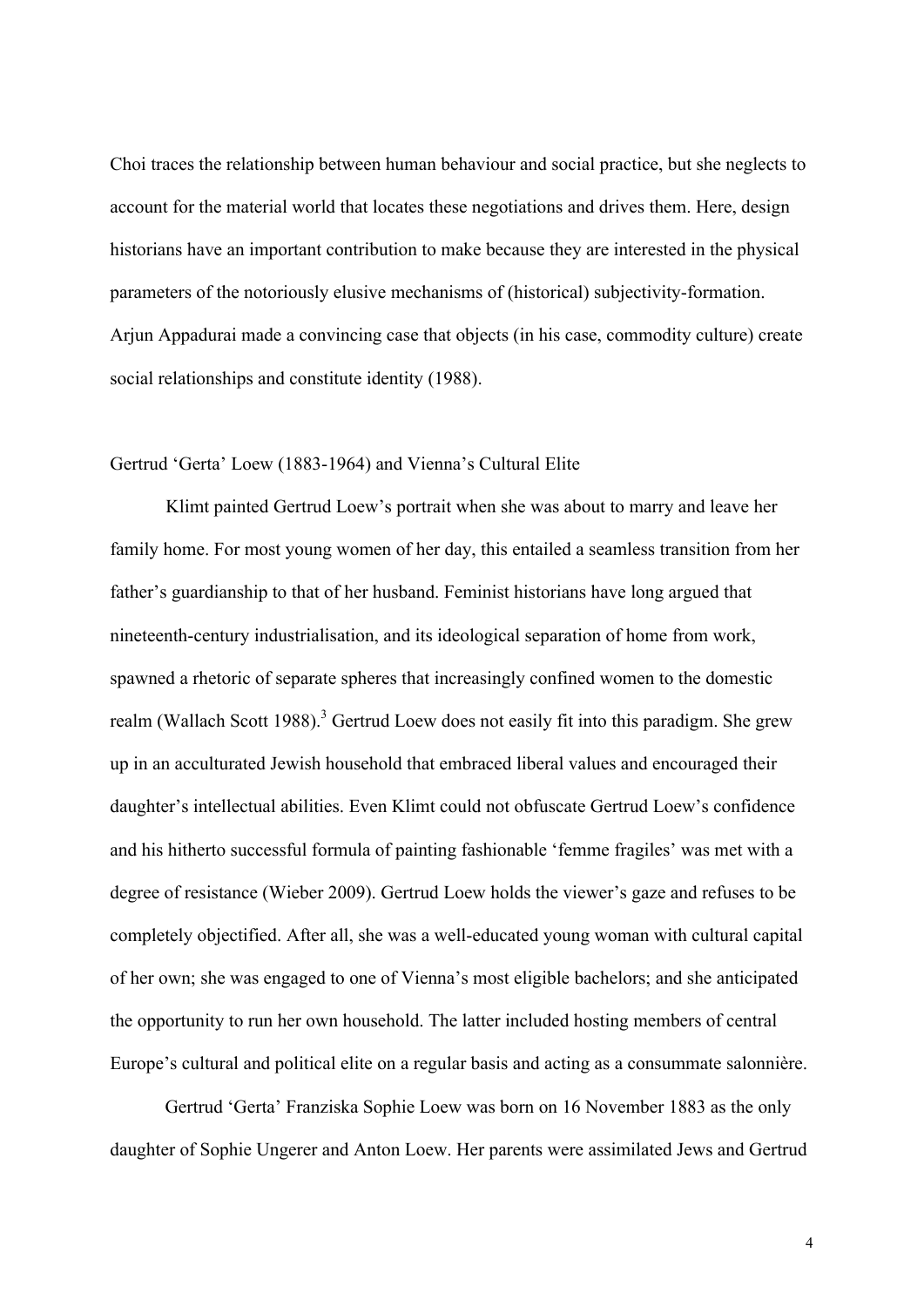Choi traces the relationship between human behaviour and social practice, but she neglects to account for the material world that locates these negotiations and drives them. Here, design historians have an important contribution to make because they are interested in the physical parameters of the notoriously elusive mechanisms of (historical) subjectivity-formation. Arjun Appadurai made a convincing case that objects (in his case, commodity culture) create social relationships and constitute identity (1988).

## Gertrud 'Gerta' Loew (1883-1964) and Vienna's Cultural Elite

Klimt painted Gertrud Loew's portrait when she was about to marry and leave her family home. For most young women of her day, this entailed a seamless transition from her father's guardianship to that of her husband. Feminist historians have long argued that nineteenth-century industrialisation, and its ideological separation of home from work, spawned a rhetoric of separate spheres that increasingly confined women to the domestic realm (Wallach Scott 1988).[3] Gertrud Loew does not easily fit into this paradigm. She grew up in an acculturated Jewish household that embraced liberal values and encouraged their daughter's intellectual abilities. Even Klimt could not obfuscate Gertrud Loew's confidence and his hitherto successful formula of painting fashionable 'femme fragiles' was met with a degree of resistance (Wieber 2009). Gertrud Loew holds the viewer's gaze and refuses to be completely objectified. After all, she was a well-educated young woman with cultural capital of her own; she was engaged to one of Vienna's most eligible bachelors; and she anticipated the opportunity to run her own household. The latter included hosting members of central Europe's cultural and political elite on a regular basis and acting as a consummate salonnière.

Gertrud 'Gerta' Franziska Sophie Loew was born on 16 November 1883 as the only daughter of Sophie Ungerer and Anton Loew. Her parents were assimilated Jews and Gertrud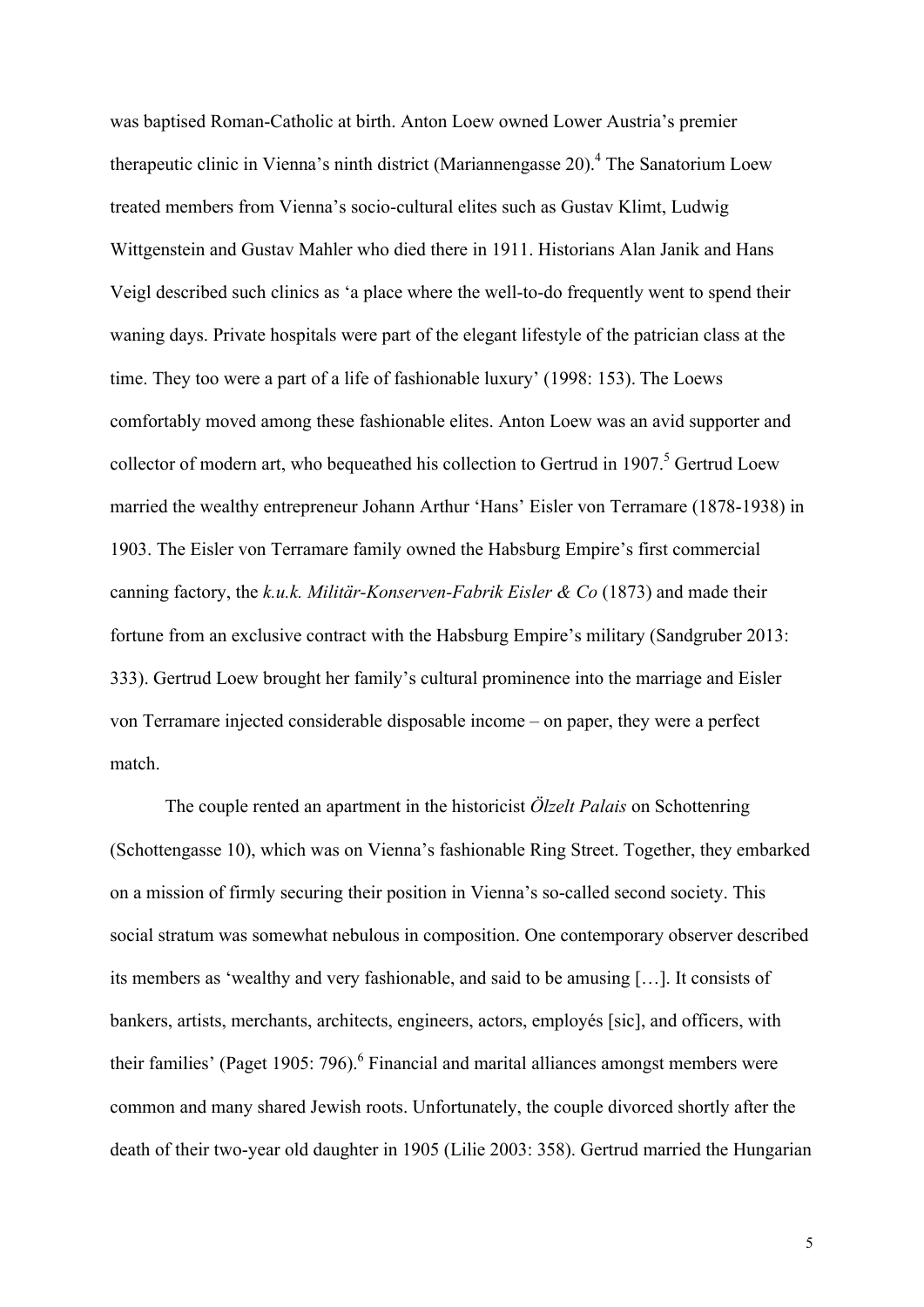was baptised Roman-Catholic at birth. Anton Loew owned Lower Austria's premier therapeutic clinic in Vienna's ninth district (Mariannengasse 20).[4] The Sanatorium Loew treated members from Vienna's socio-cultural elites such as Gustav Klimt, Ludwig Wittgenstein and Gustav Mahler who died there in 1911. Historians Alan Janik and Hans Veigl described such clinics as 'a place where the well-to-do frequently went to spend their waning days. Private hospitals were part of the elegant lifestyle of the patrician class at the time. They too were a part of a life of fashionable luxury' (1998: 153). The Loews comfortably moved among these fashionable elites. Anton Loew was an avid supporter and collector of modern art, who bequeathed his collection to Gertrud in 1907.[5] Gertrud Loew married the wealthy entrepreneur Johann Arthur 'Hans' Eisler von Terramare (1878-1938) in 1903. The Eisler von Terramare family owned the Habsburg Empire's first commercial canning factory, the *k.u.k. Militär-Konserven-Fabrik Eisler & Co* (1873) and made their fortune from an exclusive contract with the Habsburg Empire's military (Sandgruber 2013: 333). Gertrud Loew brought her family's cultural prominence into the marriage and Eisler von Terramare injected considerable disposable income – on paper, they were a perfect match.

The couple rented an apartment in the historicist *Ölzelt Palais* on Schottenring (Schottengasse 10), which was on Vienna's fashionable Ring Street. Together, they embarked on a mission of firmly securing their position in Vienna's so-called second society. This social stratum was somewhat nebulous in composition. One contemporary observer described its members as 'wealthy and very fashionable, and said to be amusing […]. It consists of bankers, artists, merchants, architects, engineers, actors, employés [sic], and officers, with their families' (Paget 1905: 796).[6] Financial and marital alliances amongst members were common and many shared Jewish roots. Unfortunately, the couple divorced shortly after the death of their two-year old daughter in 1905 (Lilie 2003: 358). Gertrud married the Hungarian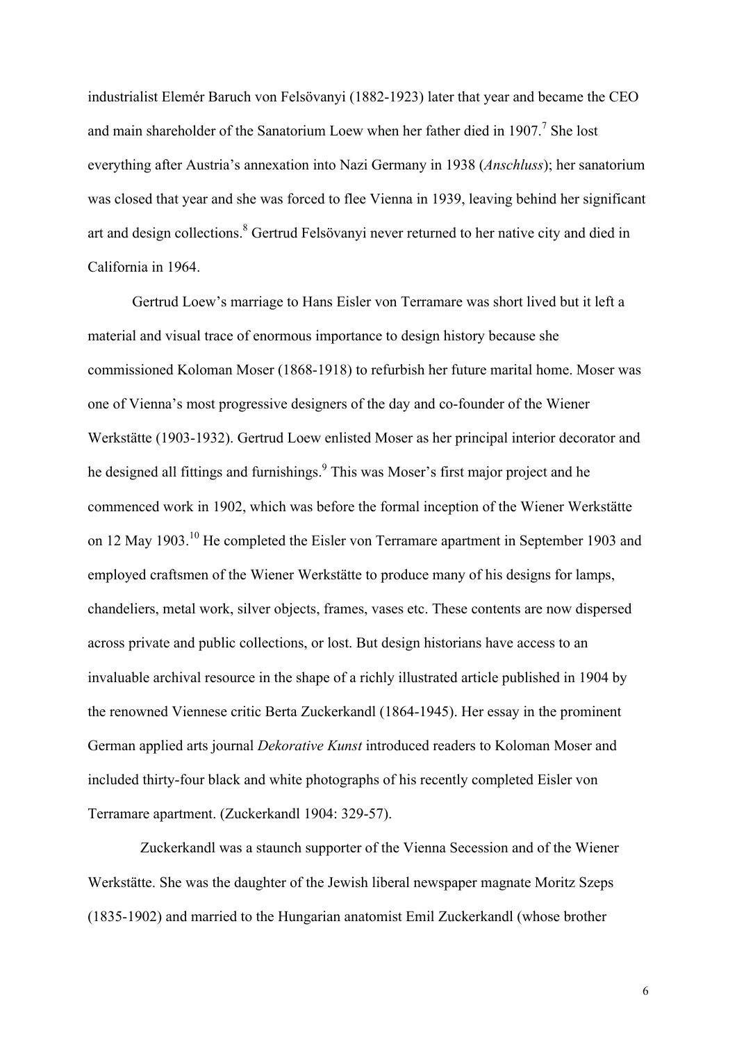industrialist Elemér Baruch von Felsövanyi (1882-1923) later that year and became the CEO and main shareholder of the Sanatorium Loew when her father died in 1907.[7] She lost everything after Austria's annexation into Nazi Germany in 1938 (*Anschluss*); her sanatorium was closed that year and she was forced to flee Vienna in 1939, leaving behind her significant art and design collections.[8] Gertrud Felsövanyi never returned to her native city and died in California in 1964.

Gertrud Loew's marriage to Hans Eisler von Terramare was short lived but it left a material and visual trace of enormous importance to design history because she commissioned Koloman Moser (1868-1918) to refurbish her future marital home. Moser was one of Vienna's most progressive designers of the day and co-founder of the Wiener Werkstätte (1903-1932). Gertrud Loew enlisted Moser as her principal interior decorator and he designed all fittings and furnishings.[9] This was Moser's first major project and he commenced work in 1902, which was before the formal inception of the Wiener Werkstätte on 12 May 1903.[10] He completed the Eisler von Terramare apartment in September 1903 and employed craftsmen of the Wiener Werkstätte to produce many of his designs for lamps, chandeliers, metal work, silver objects, frames, vases etc. These contents are now dispersed across private and public collections, or lost. But design historians have access to an invaluable archival resource in the shape of a richly illustrated article published in 1904 by the renowned Viennese critic Berta Zuckerkandl (1864-1945). Her essay in the prominent German applied arts journal *Dekorative Kunst* introduced readers to Koloman Moser and included thirty-four black and white photographs of his recently completed Eisler von Terramare apartment. (Zuckerkandl 1904: 329-57).

Zuckerkandl was a staunch supporter of the Vienna Secession and of the Wiener Werkstätte. She was the daughter of the Jewish liberal newspaper magnate Moritz Szeps (1835-1902) and married to the Hungarian anatomist Emil Zuckerkandl (whose brother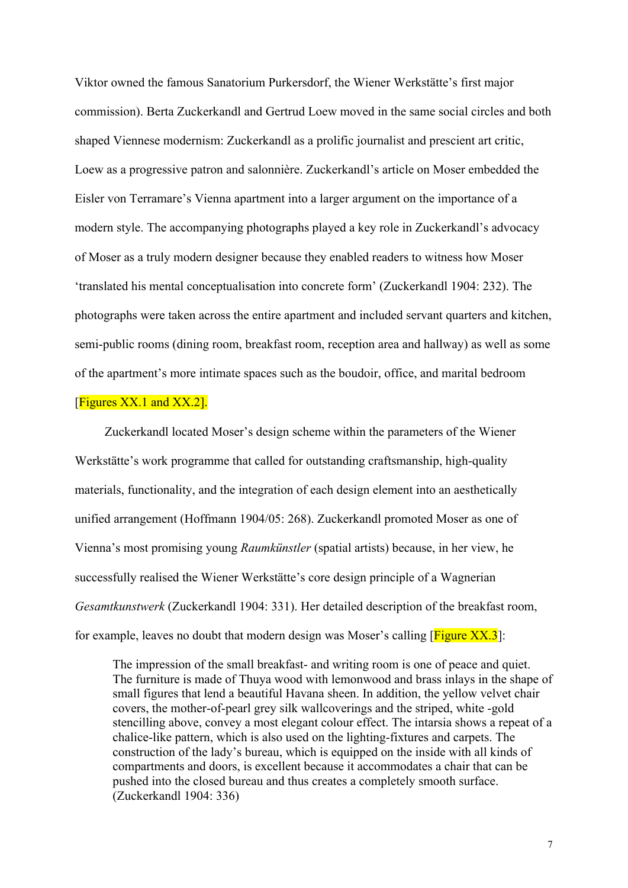Viktor owned the famous Sanatorium Purkersdorf, the Wiener Werkstätte's first major commission). Berta Zuckerkandl and Gertrud Loew moved in the same social circles and both shaped Viennese modernism: Zuckerkandl as a prolific journalist and prescient art critic, Loew as a progressive patron and salonnière. Zuckerkandl's article on Moser embedded the Eisler von Terramare's Vienna apartment into a larger argument on the importance of a modern style. The accompanying photographs played a key role in Zuckerkandl's advocacy of Moser as a truly modern designer because they enabled readers to witness how Moser 'translated his mental conceptualisation into concrete form' (Zuckerkandl 1904: 232). The photographs were taken across the entire apartment and included servant quarters and kitchen, semi-public rooms (dining room, breakfast room, reception area and hallway) as well as some of the apartment's more intimate spaces such as the boudoir, office, and marital bedroom [Figures XX.1 and XX.2].

Zuckerkandl located Moser's design scheme within the parameters of the Wiener Werkstätte's work programme that called for outstanding craftsmanship, high-quality materials, functionality, and the integration of each design element into an aesthetically unified arrangement (Hoffmann 1904/05: 268). Zuckerkandl promoted Moser as one of Vienna's most promising young *Raumkünstler* (spatial artists) because, in her view, he successfully realised the Wiener Werkstätte's core design principle of a Wagnerian *Gesamtkunstwerk* (Zuckerkandl 1904: 331). Her detailed description of the breakfast room, for example, leaves no doubt that modern design was Moser's calling [Figure XX.3]:

> The impression of the small breakfast- and writing room is one of peace and quiet. The furniture is made of Thuya wood with lemonwood and brass inlays in the shape of small figures that lend a beautiful Havana sheen. In addition, the yellow velvet chair covers, the mother-of-pearl grey silk wallcoverings and the striped, white -gold stencilling above, convey a most elegant colour effect. The intarsia shows a repeat of a chalice-like pattern, which is also used on the lighting-fixtures and carpets. The construction of the lady's bureau, which is equipped on the inside with all kinds of compartments and doors, is excellent because it accommodates a chair that can be pushed into the closed bureau and thus creates a completely smooth surface. (Zuckerkandl 1904: 336)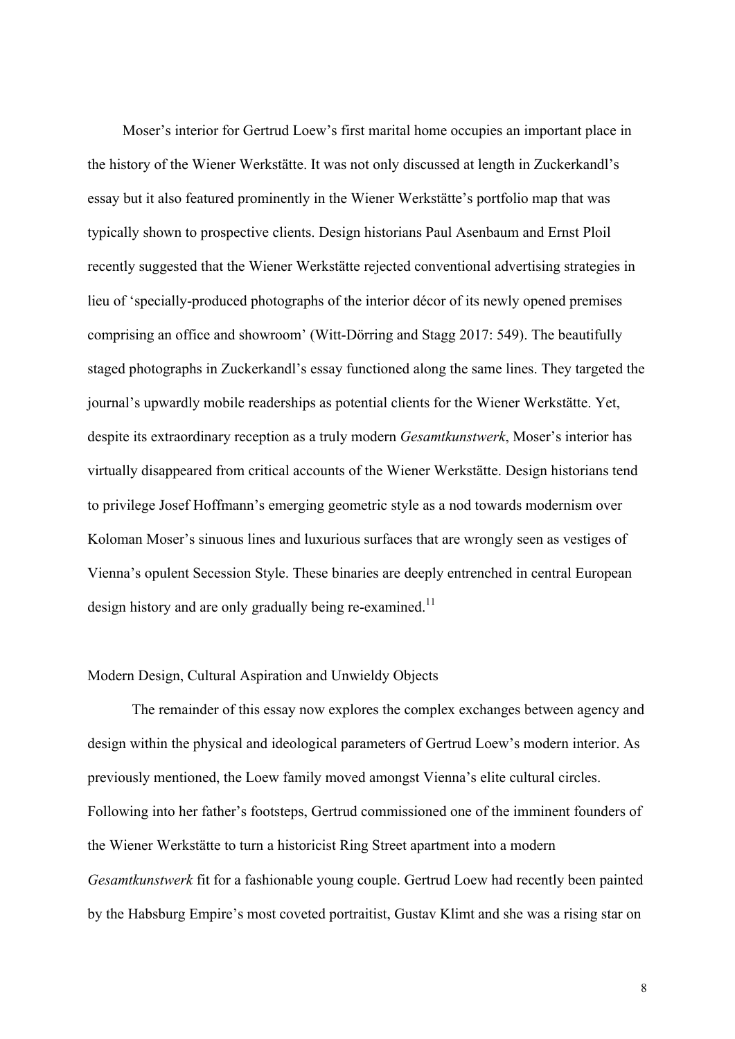Moser's interior for Gertrud Loew's first marital home occupies an important place in the history of the Wiener Werkstätte. It was not only discussed at length in Zuckerkandl's essay but it also featured prominently in the Wiener Werkstätte's portfolio map that was typically shown to prospective clients. Design historians Paul Asenbaum and Ernst Ploil recently suggested that the Wiener Werkstätte rejected conventional advertising strategies in lieu of 'specially-produced photographs of the interior décor of its newly opened premises comprising an office and showroom' (Witt-Dörring and Stagg 2017: 549). The beautifully staged photographs in Zuckerkandl's essay functioned along the same lines. They targeted the journal's upwardly mobile readerships as potential clients for the Wiener Werkstätte. Yet, despite its extraordinary reception as a truly modern *Gesamtkunstwerk*, Moser's interior has virtually disappeared from critical accounts of the Wiener Werkstätte. Design historians tend to privilege Josef Hoffmann's emerging geometric style as a nod towards modernism over Koloman Moser's sinuous lines and luxurious surfaces that are wrongly seen as vestiges of Vienna's opulent Secession Style. These binaries are deeply entrenched in central European design history and are only gradually being re-examined.[11]

## Modern Design, Cultural Aspiration and Unwieldy Objects

The remainder of this essay now explores the complex exchanges between agency and design within the physical and ideological parameters of Gertrud Loew's modern interior. As previously mentioned, the Loew family moved amongst Vienna's elite cultural circles. Following into her father's footsteps, Gertrud commissioned one of the imminent founders of the Wiener Werkstätte to turn a historicist Ring Street apartment into a modern *Gesamtkunstwerk* fit for a fashionable young couple. Gertrud Loew had recently been painted by the Habsburg Empire's most coveted portraitist, Gustav Klimt and she was a rising star on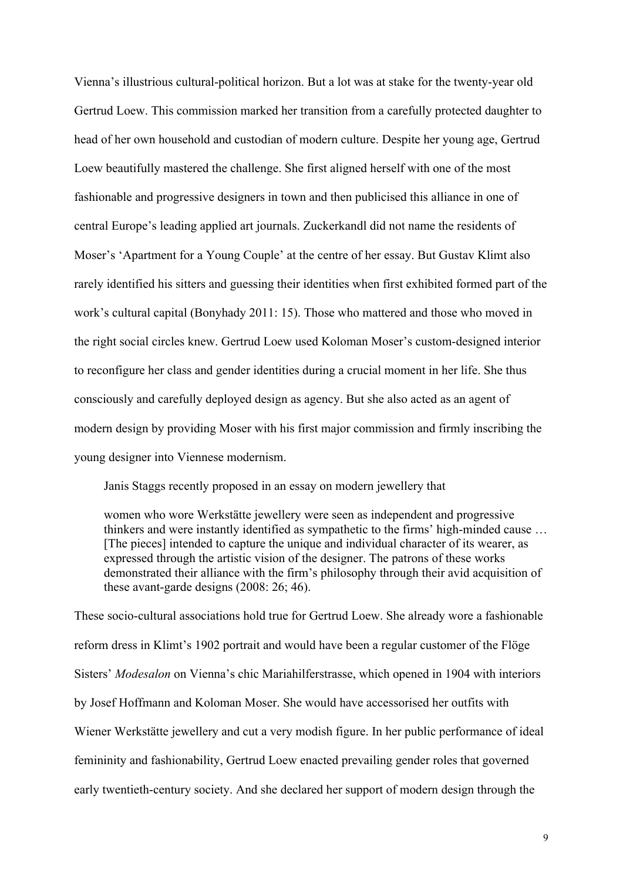Vienna's illustrious cultural-political horizon. But a lot was at stake for the twenty-year old Gertrud Loew. This commission marked her transition from a carefully protected daughter to head of her own household and custodian of modern culture. Despite her young age, Gertrud Loew beautifully mastered the challenge. She first aligned herself with one of the most fashionable and progressive designers in town and then publicised this alliance in one of central Europe's leading applied art journals. Zuckerkandl did not name the residents of Moser's 'Apartment for a Young Couple' at the centre of her essay. But Gustav Klimt also rarely identified his sitters and guessing their identities when first exhibited formed part of the work's cultural capital (Bonyhady 2011: 15). Those who mattered and those who moved in the right social circles knew. Gertrud Loew used Koloman Moser's custom-designed interior to reconfigure her class and gender identities during a crucial moment in her life. She thus consciously and carefully deployed design as agency. But she also acted as an agent of modern design by providing Moser with his first major commission and firmly inscribing the young designer into Viennese modernism.

Janis Staggs recently proposed in an essay on modern jewellery that

> women who wore Werkstätte jewellery were seen as independent and progressive thinkers and were instantly identified as sympathetic to the firms' high-minded cause … [The pieces] intended to capture the unique and individual character of its wearer, as expressed through the artistic vision of the designer. The patrons of these works demonstrated their alliance with the firm's philosophy through their avid acquisition of these avant-garde designs (2008: 26; 46).

These socio-cultural associations hold true for Gertrud Loew. She already wore a fashionable reform dress in Klimt's 1902 portrait and would have been a regular customer of the Flöge Sisters' *Modesalon* on Vienna's chic Mariahilferstrasse, which opened in 1904 with interiors by Josef Hoffmann and Koloman Moser. She would have accessorised her outfits with Wiener Werkstätte jewellery and cut a very modish figure. In her public performance of ideal femininity and fashionability, Gertrud Loew enacted prevailing gender roles that governed early twentieth-century society. And she declared her support of modern design through the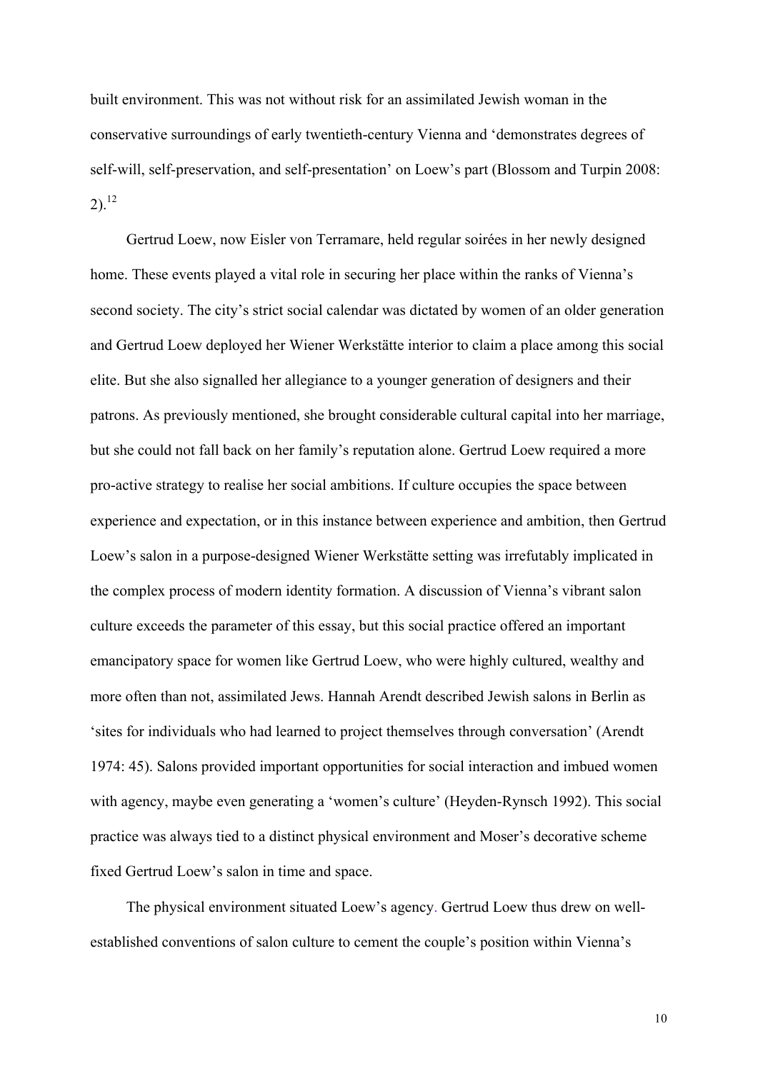built environment. This was not without risk for an assimilated Jewish woman in the conservative surroundings of early twentieth-century Vienna and 'demonstrates degrees of self-will, self-preservation, and self-presentation' on Loew's part (Blossom and Turpin 2008: 2).[12]

Gertrud Loew, now Eisler von Terramare, held regular soirées in her newly designed home. These events played a vital role in securing her place within the ranks of Vienna's second society. The city's strict social calendar was dictated by women of an older generation and Gertrud Loew deployed her Wiener Werkstätte interior to claim a place among this social elite. But she also signalled her allegiance to a younger generation of designers and their patrons. As previously mentioned, she brought considerable cultural capital into her marriage, but she could not fall back on her family's reputation alone. Gertrud Loew required a more pro-active strategy to realise her social ambitions. If culture occupies the space between experience and expectation, or in this instance between experience and ambition, then Gertrud Loew's salon in a purpose-designed Wiener Werkstätte setting was irrefutably implicated in the complex process of modern identity formation. A discussion of Vienna's vibrant salon culture exceeds the parameter of this essay, but this social practice offered an important emancipatory space for women like Gertrud Loew, who were highly cultured, wealthy and more often than not, assimilated Jews. Hannah Arendt described Jewish salons in Berlin as 'sites for individuals who had learned to project themselves through conversation' (Arendt 1974: 45). Salons provided important opportunities for social interaction and imbued women with agency, maybe even generating a 'women's culture' (Heyden-Rynsch 1992). This social practice was always tied to a distinct physical environment and Moser's decorative scheme fixed Gertrud Loew's salon in time and space.

The physical environment situated Loew's agency. Gertrud Loew thus drew on well-established conventions of salon culture to cement the couple's position within Vienna's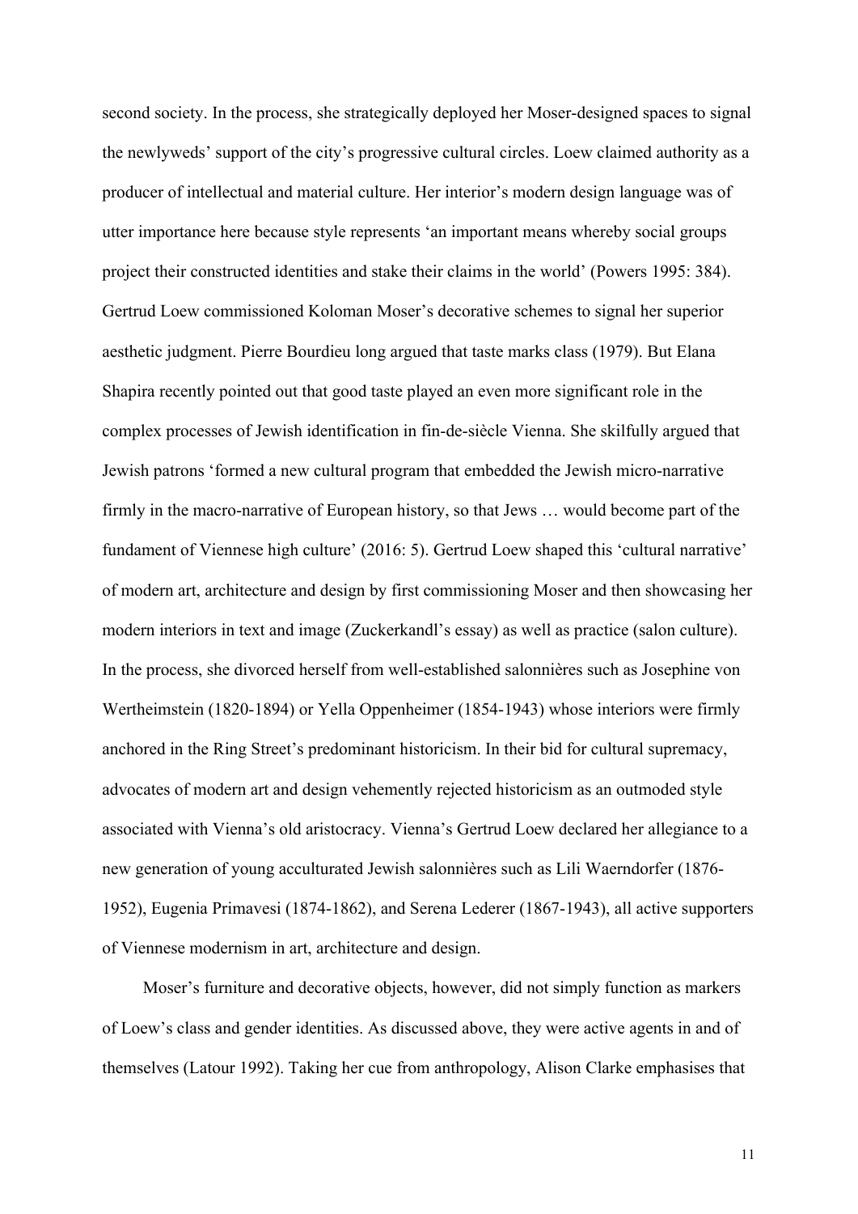second society. In the process, she strategically deployed her Moser-designed spaces to signal the newlyweds' support of the city's progressive cultural circles. Loew claimed authority as a producer of intellectual and material culture. Her interior's modern design language was of utter importance here because style represents 'an important means whereby social groups project their constructed identities and stake their claims in the world' (Powers 1995: 384). Gertrud Loew commissioned Koloman Moser's decorative schemes to signal her superior aesthetic judgment. Pierre Bourdieu long argued that taste marks class (1979). But Elana Shapira recently pointed out that good taste played an even more significant role in the complex processes of Jewish identification in fin-de-siècle Vienna. She skilfully argued that Jewish patrons 'formed a new cultural program that embedded the Jewish micro-narrative firmly in the macro-narrative of European history, so that Jews … would become part of the fundament of Viennese high culture' (2016: 5). Gertrud Loew shaped this 'cultural narrative' of modern art, architecture and design by first commissioning Moser and then showcasing her modern interiors in text and image (Zuckerkandl's essay) as well as practice (salon culture). In the process, she divorced herself from well-established salonnières such as Josephine von Wertheimstein (1820-1894) or Yella Oppenheimer (1854-1943) whose interiors were firmly anchored in the Ring Street's predominant historicism. In their bid for cultural supremacy, advocates of modern art and design vehemently rejected historicism as an outmoded style associated with Vienna's old aristocracy. Vienna's Gertrud Loew declared her allegiance to a new generation of young acculturated Jewish salonnières such as Lili Waerndorfer (1876-1952), Eugenia Primavesi (1874-1862), and Serena Lederer (1867-1943), all active supporters of Viennese modernism in art, architecture and design.

Moser's furniture and decorative objects, however, did not simply function as markers of Loew's class and gender identities. As discussed above, they were active agents in and of themselves (Latour 1992). Taking her cue from anthropology, Alison Clarke emphasises that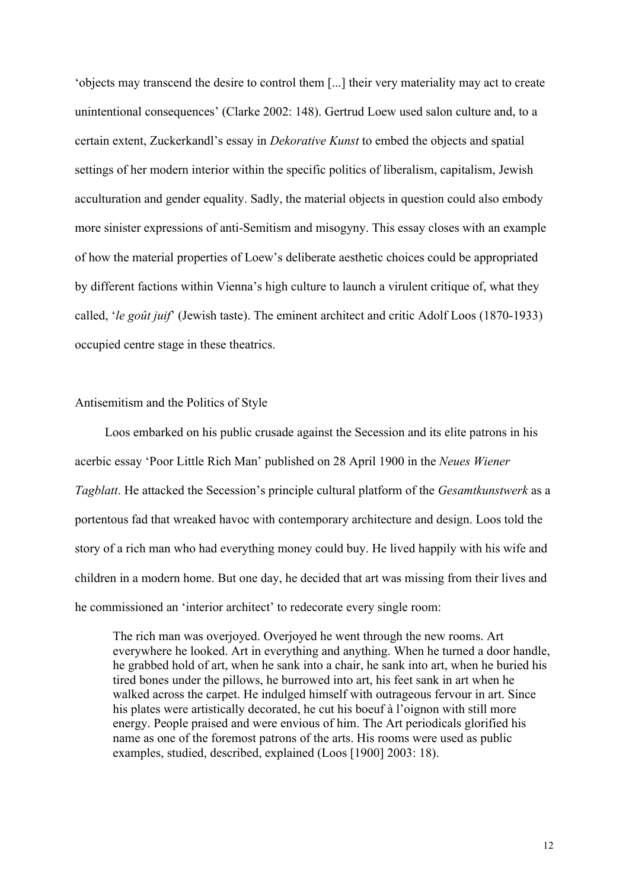'objects may transcend the desire to control them [...] their very materiality may act to create unintentional consequences' (Clarke 2002: 148). Gertrud Loew used salon culture and, to a certain extent, Zuckerkandl's essay in *Dekorative Kunst* to embed the objects and spatial settings of her modern interior within the specific politics of liberalism, capitalism, Jewish acculturation and gender equality. Sadly, the material objects in question could also embody more sinister expressions of anti-Semitism and misogyny. This essay closes with an example of how the material properties of Loew's deliberate aesthetic choices could be appropriated by different factions within Vienna's high culture to launch a virulent critique of, what they called, '*le goût juif*' (Jewish taste). The eminent architect and critic Adolf Loos (1870-1933) occupied centre stage in these theatrics.

## Antisemitism and the Politics of Style

Loos embarked on his public crusade against the Secession and its elite patrons in his acerbic essay 'Poor Little Rich Man' published on 28 April 1900 in the *Neues Wiener Tagblatt*. He attacked the Secession's principle cultural platform of the *Gesamtkunstwerk* as a portentous fad that wreaked havoc with contemporary architecture and design. Loos told the story of a rich man who had everything money could buy. He lived happily with his wife and children in a modern home. But one day, he decided that art was missing from their lives and he commissioned an 'interior architect' to redecorate every single room:

> The rich man was overjoyed. Overjoyed he went through the new rooms. Art everywhere he looked. Art in everything and anything. When he turned a door handle, he grabbed hold of art, when he sank into a chair, he sank into art, when he buried his tired bones under the pillows, he burrowed into art, his feet sank in art when he walked across the carpet. He indulged himself with outrageous fervour in art. Since his plates were artistically decorated, he cut his boeuf à l'oignon with still more energy. People praised and were envious of him. The Art periodicals glorified his name as one of the foremost patrons of the arts. His rooms were used as public examples, studied, described, explained (Loos [1900] 2003: 18).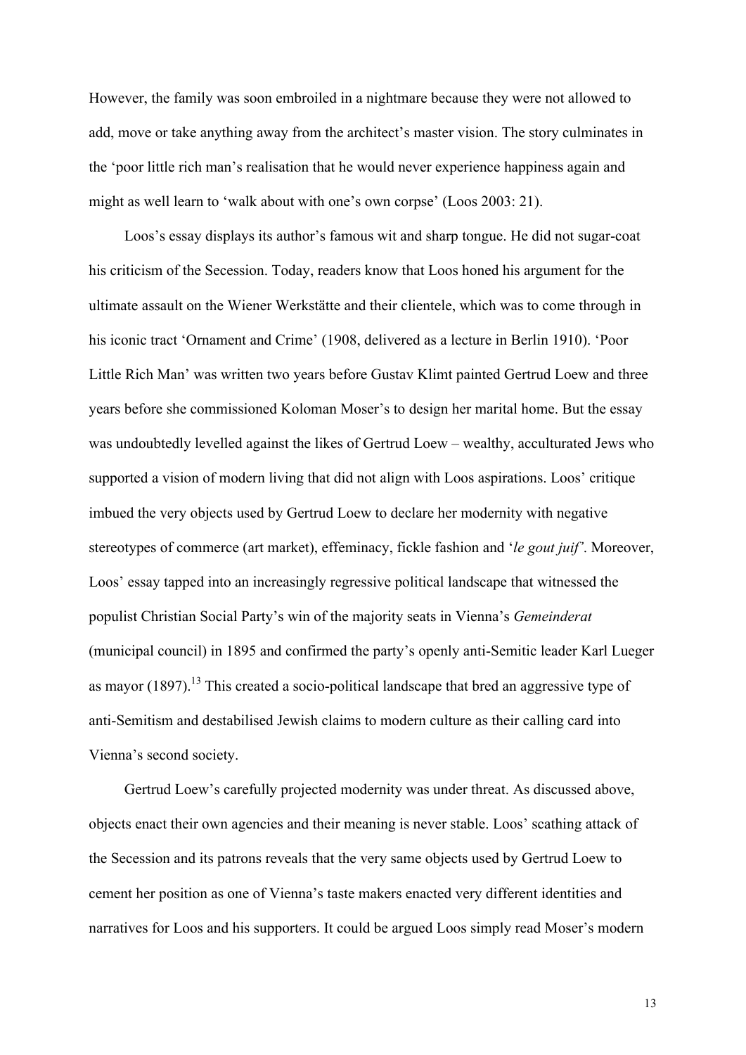However, the family was soon embroiled in a nightmare because they were not allowed to add, move or take anything away from the architect's master vision. The story culminates in the 'poor little rich man's realisation that he would never experience happiness again and might as well learn to 'walk about with one's own corpse' (Loos 2003: 21).

Loos's essay displays its author's famous wit and sharp tongue. He did not sugar-coat his criticism of the Secession. Today, readers know that Loos honed his argument for the ultimate assault on the Wiener Werkstätte and their clientele, which was to come through in his iconic tract 'Ornament and Crime' (1908, delivered as a lecture in Berlin 1910). 'Poor Little Rich Man' was written two years before Gustav Klimt painted Gertrud Loew and three years before she commissioned Koloman Moser's to design her marital home. But the essay was undoubtedly levelled against the likes of Gertrud Loew – wealthy, acculturated Jews who supported a vision of modern living that did not align with Loos aspirations. Loos' critique imbued the very objects used by Gertrud Loew to declare her modernity with negative stereotypes of commerce (art market), effeminacy, fickle fashion and '*le gout juif*'. Moreover, Loos' essay tapped into an increasingly regressive political landscape that witnessed the populist Christian Social Party's win of the majority seats in Vienna's *Gemeinderat* (municipal council) in 1895 and confirmed the party's openly anti-Semitic leader Karl Lueger as mayor (1897).[13] This created a socio-political landscape that bred an aggressive type of anti-Semitism and destabilised Jewish claims to modern culture as their calling card into Vienna's second society.

Gertrud Loew's carefully projected modernity was under threat. As discussed above, objects enact their own agencies and their meaning is never stable. Loos' scathing attack of the Secession and its patrons reveals that the very same objects used by Gertrud Loew to cement her position as one of Vienna's taste makers enacted very different identities and narratives for Loos and his supporters. It could be argued Loos simply read Moser's modern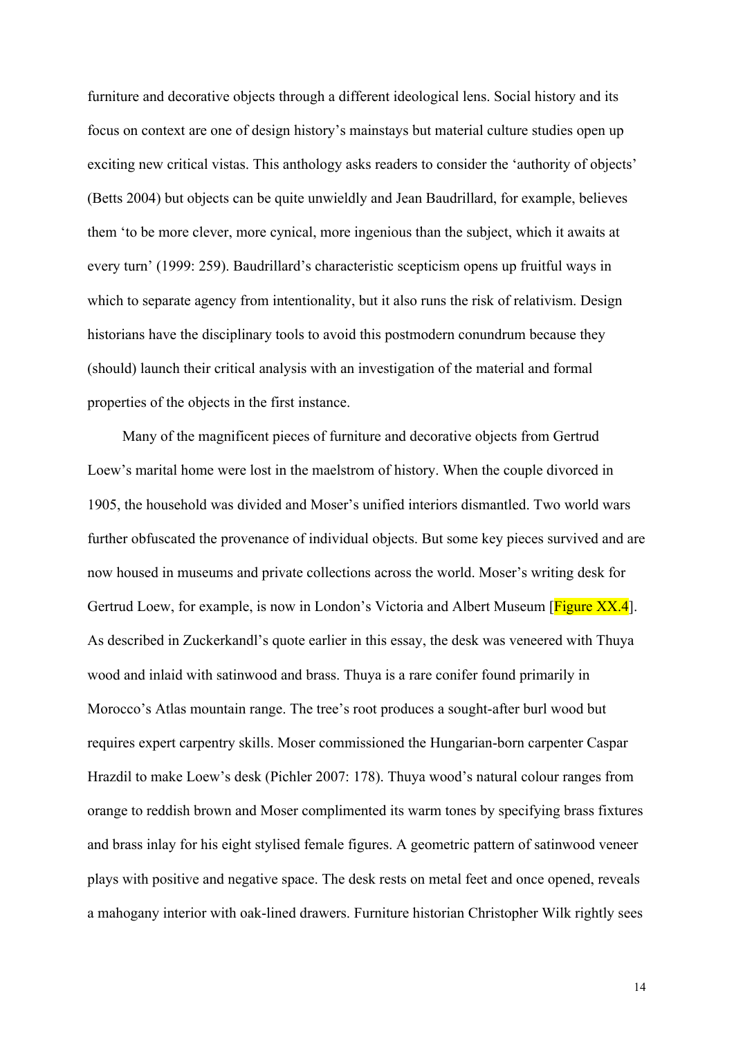furniture and decorative objects through a different ideological lens. Social history and its focus on context are one of design history's mainstays but material culture studies open up exciting new critical vistas. This anthology asks readers to consider the 'authority of objects' (Betts 2004) but objects can be quite unwieldly and Jean Baudrillard, for example, believes them 'to be more clever, more cynical, more ingenious than the subject, which it awaits at every turn' (1999: 259). Baudrillard's characteristic scepticism opens up fruitful ways in which to separate agency from intentionality, but it also runs the risk of relativism. Design historians have the disciplinary tools to avoid this postmodern conundrum because they (should) launch their critical analysis with an investigation of the material and formal properties of the objects in the first instance.

Many of the magnificent pieces of furniture and decorative objects from Gertrud Loew's marital home were lost in the maelstrom of history. When the couple divorced in 1905, the household was divided and Moser's unified interiors dismantled. Two world wars further obfuscated the provenance of individual objects. But some key pieces survived and are now housed in museums and private collections across the world. Moser's writing desk for Gertrud Loew, for example, is now in London's Victoria and Albert Museum [Figure XX.4]. As described in Zuckerkandl's quote earlier in this essay, the desk was veneered with Thuya wood and inlaid with satinwood and brass. Thuya is a rare conifer found primarily in Morocco's Atlas mountain range. The tree's root produces a sought-after burl wood but requires expert carpentry skills. Moser commissioned the Hungarian-born carpenter Caspar Hrazdil to make Loew's desk (Pichler 2007: 178). Thuya wood's natural colour ranges from orange to reddish brown and Moser complimented its warm tones by specifying brass fixtures and brass inlay for his eight stylised female figures. A geometric pattern of satinwood veneer plays with positive and negative space. The desk rests on metal feet and once opened, reveals a mahogany interior with oak-lined drawers. Furniture historian Christopher Wilk rightly sees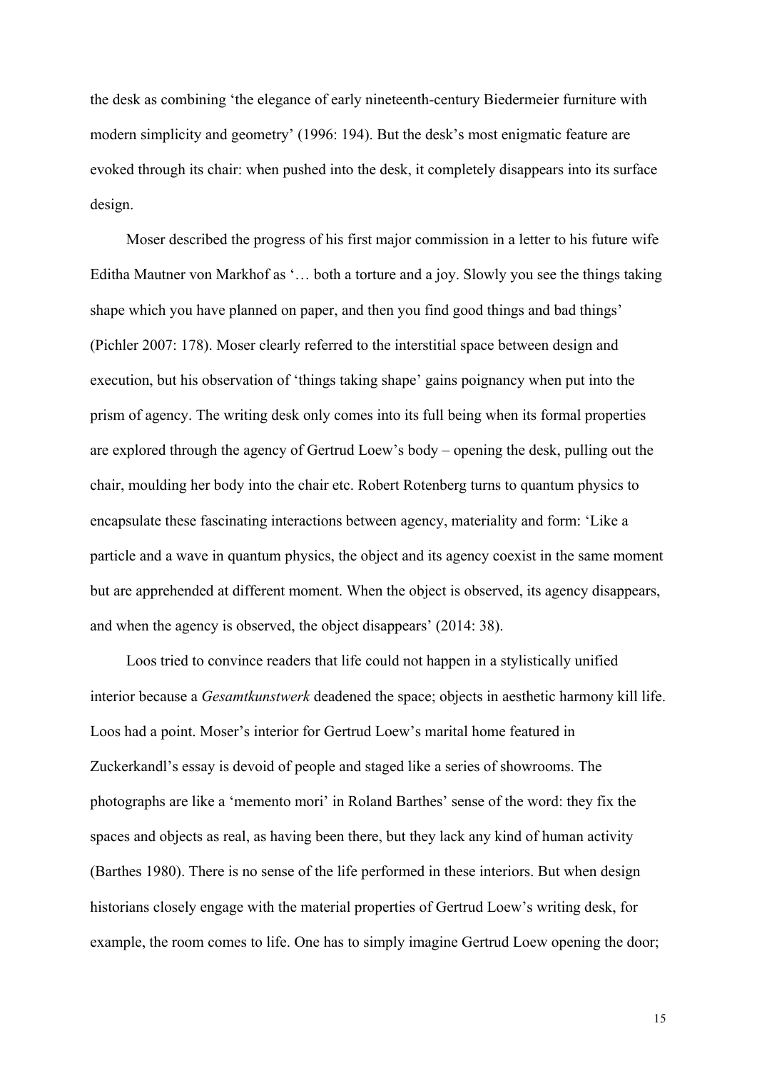the desk as combining 'the elegance of early nineteenth-century Biedermeier furniture with modern simplicity and geometry' (1996: 194). But the desk's most enigmatic feature are evoked through its chair: when pushed into the desk, it completely disappears into its surface design.

Moser described the progress of his first major commission in a letter to his future wife Editha Mautner von Markhof as '… both a torture and a joy. Slowly you see the things taking shape which you have planned on paper, and then you find good things and bad things' (Pichler 2007: 178). Moser clearly referred to the interstitial space between design and execution, but his observation of 'things taking shape' gains poignancy when put into the prism of agency. The writing desk only comes into its full being when its formal properties are explored through the agency of Gertrud Loew's body – opening the desk, pulling out the chair, moulding her body into the chair etc. Robert Rotenberg turns to quantum physics to encapsulate these fascinating interactions between agency, materiality and form: 'Like a particle and a wave in quantum physics, the object and its agency coexist in the same moment but are apprehended at different moment. When the object is observed, its agency disappears, and when the agency is observed, the object disappears' (2014: 38).

Loos tried to convince readers that life could not happen in a stylistically unified interior because a *Gesamtkunstwerk* deadened the space; objects in aesthetic harmony kill life. Loos had a point. Moser's interior for Gertrud Loew's marital home featured in Zuckerkandl's essay is devoid of people and staged like a series of showrooms. The photographs are like a 'memento mori' in Roland Barthes' sense of the word: they fix the spaces and objects as real, as having been there, but they lack any kind of human activity (Barthes 1980). There is no sense of the life performed in these interiors. But when design historians closely engage with the material properties of Gertrud Loew's writing desk, for example, the room comes to life. One has to simply imagine Gertrud Loew opening the door;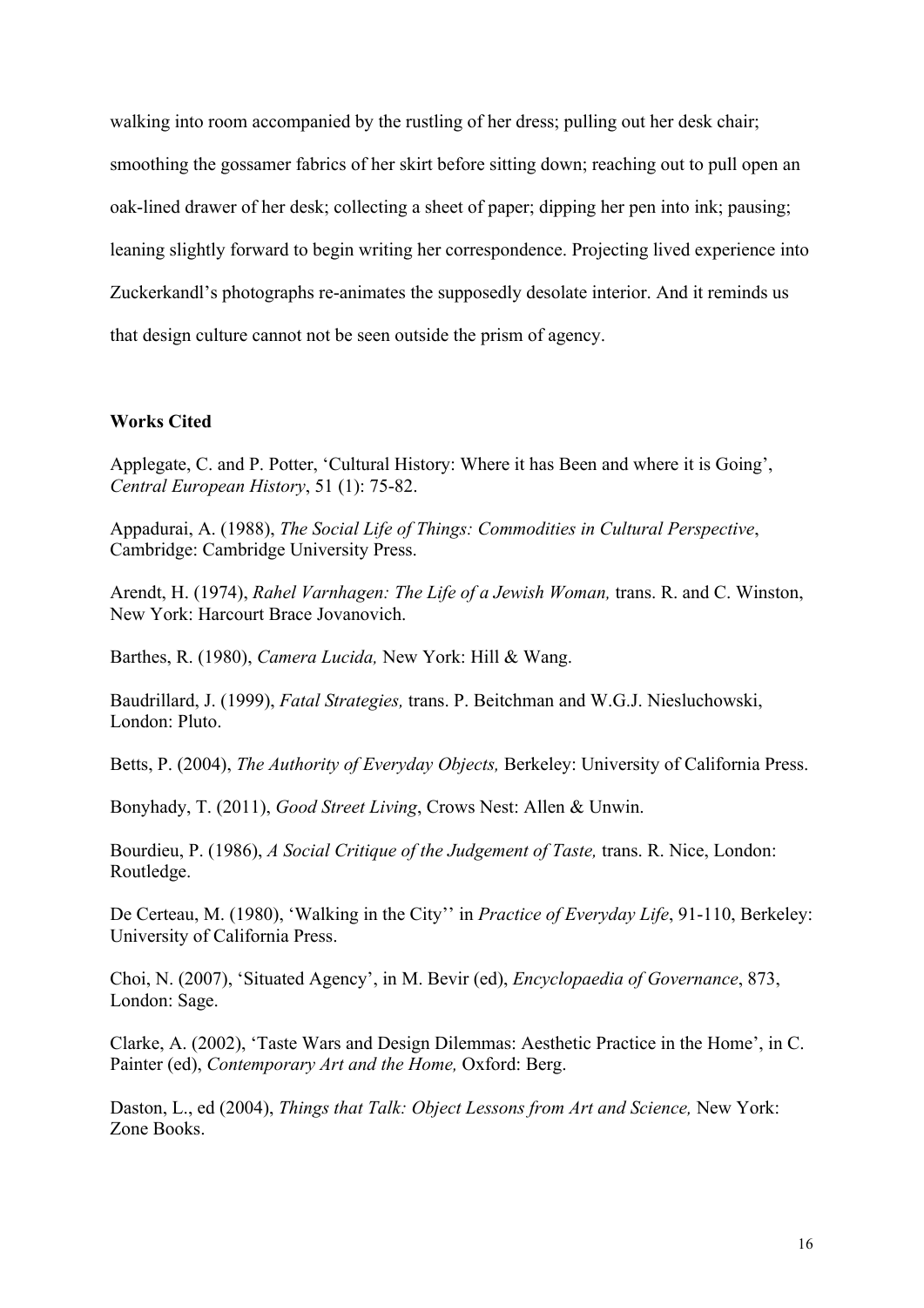walking into room accompanied by the rustling of her dress; pulling out her desk chair; smoothing the gossamer fabrics of her skirt before sitting down; reaching out to pull open an oak-lined drawer of her desk; collecting a sheet of paper; dipping her pen into ink; pausing; leaning slightly forward to begin writing her correspondence. Projecting lived experience into Zuckerkandl's photographs re-animates the supposedly desolate interior. And it reminds us that design culture cannot not be seen outside the prism of agency.

**Works Cited**

Applegate, C. and P. Potter, 'Cultural History: Where it has Been and where it is Going', *Central European History*, 51 (1): 75-82.

Appadurai, A. (1988), *The Social Life of Things: Commodities in Cultural Perspective*, Cambridge: Cambridge University Press.

Arendt, H. (1974), *Rahel Varnhagen: The Life of a Jewish Woman,* trans. R. and C. Winston, New York: Harcourt Brace Jovanovich.

Barthes, R. (1980), *Camera Lucida,* New York: Hill & Wang.

Baudrillard, J. (1999), *Fatal Strategies,* trans. P. Beitchman and W.G.J. Niesluchowski, London: Pluto.

Betts, P. (2004), *The Authority of Everyday Objects,* Berkeley: University of California Press.

Bonyhady, T. (2011), *Good Street Living*, Crows Nest: Allen & Unwin.

Bourdieu, P. (1986), *A Social Critique of the Judgement of Taste,* trans. R. Nice, London: Routledge.

De Certeau, M. (1980), 'Walking in the City'' in *Practice of Everyday Life*, 91-110, Berkeley: University of California Press.

Choi, N. (2007), 'Situated Agency', in M. Bevir (ed), *Encyclopaedia of Governance*, 873, London: Sage.

Clarke, A. (2002), 'Taste Wars and Design Dilemmas: Aesthetic Practice in the Home', in C. Painter (ed), *Contemporary Art and the Home,* Oxford: Berg.

Daston, L., ed (2004), *Things that Talk: Object Lessons from Art and Science,* New York: Zone Books.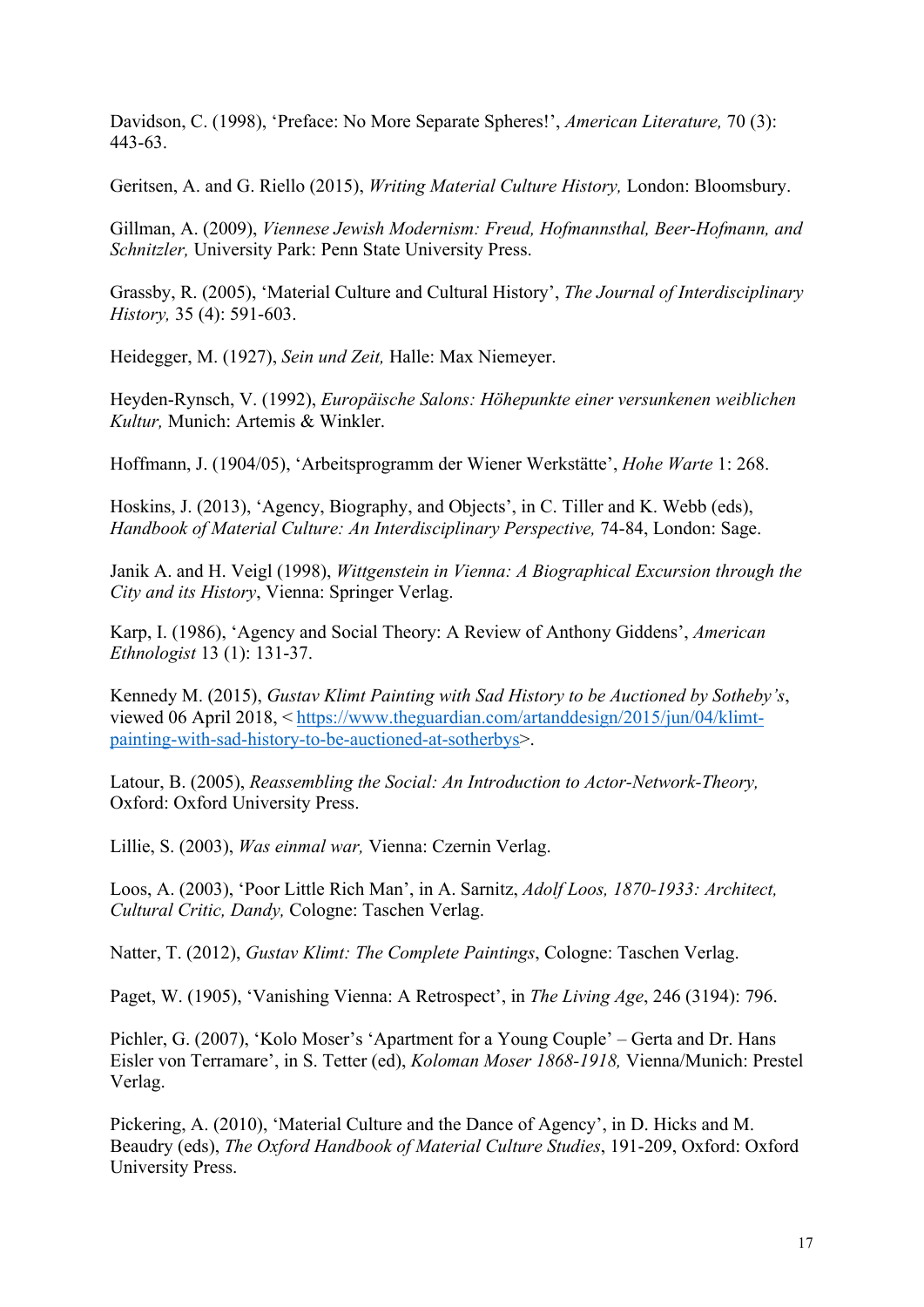Davidson, C. (1998), 'Preface: No More Separate Spheres!', *American Literature,* 70 (3): 443-63.

Geritsen, A. and G. Riello (2015), *Writing Material Culture History,* London: Bloomsbury.

Gillman, A. (2009), *Viennese Jewish Modernism: Freud, Hofmannsthal, Beer-Hofmann, and Schnitzler,* University Park: Penn State University Press.

Grassby, R. (2005), 'Material Culture and Cultural History', *The Journal of Interdisciplinary History,* 35 (4): 591-603.

Heidegger, M. (1927), *Sein und Zeit,* Halle: Max Niemeyer.

Heyden-Rynsch, V. (1992), *Europäische Salons: Höhepunkte einer versunkenen weiblichen Kultur,* Munich: Artemis & Winkler.

Hoffmann, J. (1904/05), 'Arbeitsprogramm der Wiener Werkstätte', *Hohe Warte* 1: 268.

Hoskins, J. (2013), 'Agency, Biography, and Objects', in C. Tiller and K. Webb (eds), *Handbook of Material Culture: An Interdisciplinary Perspective,* 74-84, London: Sage.

Janik A. and H. Veigl (1998), *Wittgenstein in Vienna: A Biographical Excursion through the City and its History*, Vienna: Springer Verlag.

Karp, I. (1986), 'Agency and Social Theory: A Review of Anthony Giddens', *American Ethnologist* 13 (1): 131-37.

Kennedy M. (2015), *Gustav Klimt Painting with Sad History to be Auctioned by Sotheby's*, viewed 06 April 2018, < https://www.theguardian.com/artanddesign/2015/jun/04/klimt-painting-with-sad-history-to-be-auctioned-at-sotherbys>.

Latour, B. (2005), *Reassembling the Social: An Introduction to Actor-Network-Theory,* Oxford: Oxford University Press.

Lillie, S. (2003), *Was einmal war,* Vienna: Czernin Verlag.

Loos, A. (2003), 'Poor Little Rich Man', in A. Sarnitz, *Adolf Loos, 1870-1933: Architect, Cultural Critic, Dandy,* Cologne: Taschen Verlag.

Natter, T. (2012), *Gustav Klimt: The Complete Paintings*, Cologne: Taschen Verlag.

Paget, W. (1905), 'Vanishing Vienna: A Retrospect', in *The Living Age*, 246 (3194): 796.

Pichler, G. (2007), 'Kolo Moser's 'Apartment for a Young Couple' – Gerta and Dr. Hans Eisler von Terramare', in S. Tetter (ed), *Koloman Moser 1868-1918,* Vienna/Munich: Prestel Verlag.

Pickering, A. (2010), 'Material Culture and the Dance of Agency', in D. Hicks and M. Beaudry (eds), *The Oxford Handbook of Material Culture Studies*, 191-209, Oxford: Oxford University Press.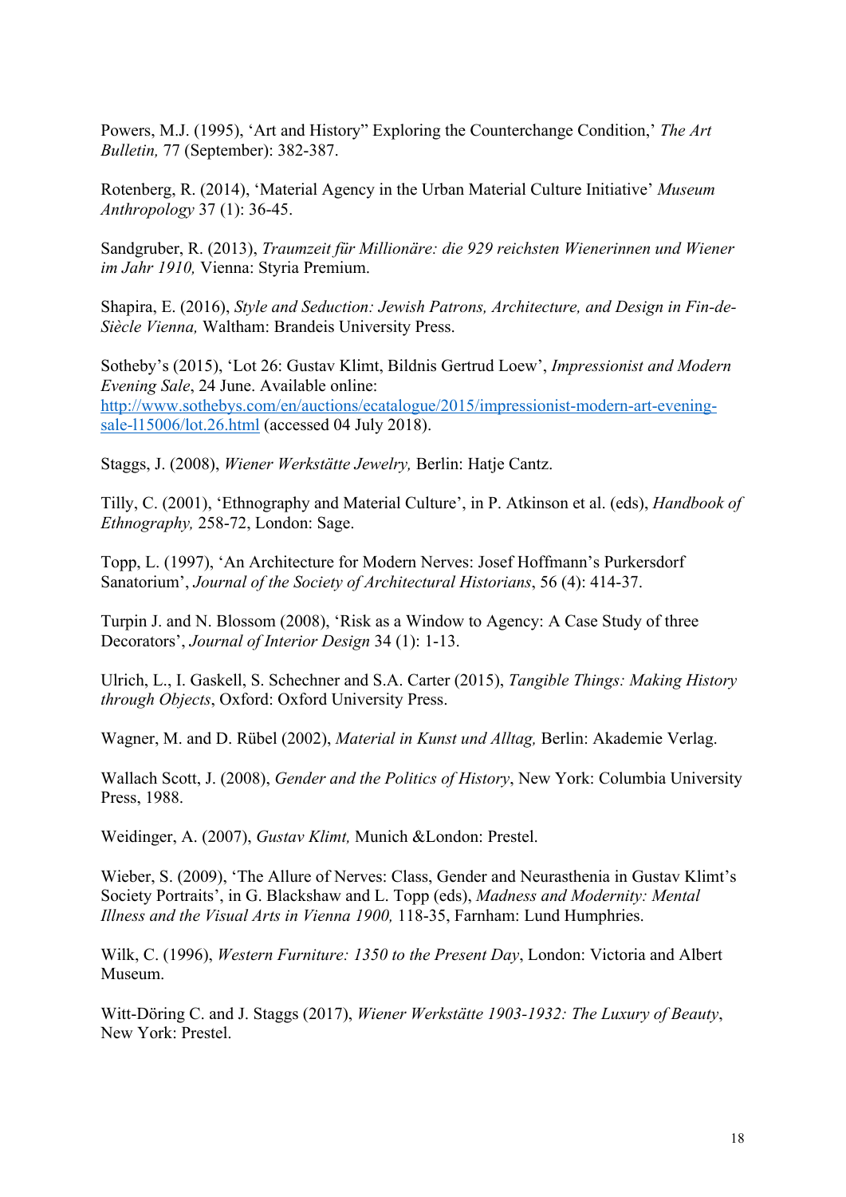Powers, M.J. (1995), ‘Art and History” Exploring the Counterchange Condition,’ *The Art Bulletin,* 77 (September): 382-387.

Rotenberg, R. (2014), ‘Material Agency in the Urban Material Culture Initiative’ *Museum Anthropology* 37 (1): 36-45.

Sandgruber, R. (2013), *Traumzeit für Millionäre: die 929 reichsten Wienerinnen und Wiener im Jahr 1910,* Vienna: Styria Premium.

Shapira, E. (2016), *Style and Seduction: Jewish Patrons, Architecture, and Design in Fin-de-Siècle Vienna,* Waltham: Brandeis University Press.

Sotheby’s (2015), ‘Lot 26: Gustav Klimt, Bildnis Gertrud Loew’, *Impressionist and Modern Evening Sale*, 24 June. Available online: [http://www.sothebys.com/en/auctions/ecatalogue/2015/impressionist-modern-art-evening-sale-l15006/lot.26.html](http://www.sothebys.com/en/auctions/ecatalogue/2015/impressionist-modern-art-evening-sale-l15006/lot.26.html) (accessed 04 July 2018).

Staggs, J. (2008), *Wiener Werkstätte Jewelry,* Berlin: Hatje Cantz.

Tilly, C. (2001), ‘Ethnography and Material Culture’, in P. Atkinson et al. (eds), *Handbook of Ethnography,* 258-72, London: Sage.

Topp, L. (1997), ‘An Architecture for Modern Nerves: Josef Hoffmann’s Purkersdorf Sanatorium’, *Journal of the Society of Architectural Historians*, 56 (4): 414-37.

Turpin J. and N. Blossom (2008), ‘Risk as a Window to Agency: A Case Study of three Decorators’, *Journal of Interior Design* 34 (1): 1-13.

Ulrich, L., I. Gaskell, S. Schechner and S.A. Carter (2015), *Tangible Things: Making History through Objects*, Oxford: Oxford University Press.

Wagner, M. and D. Rübel (2002), *Material in Kunst und Alltag,* Berlin: Akademie Verlag.

Wallach Scott, J. (2008), *Gender and the Politics of History*, New York: Columbia University Press, 1988.

Weidinger, A. (2007), *Gustav Klimt,* Munich &London: Prestel.

Wieber, S. (2009), ‘The Allure of Nerves: Class, Gender and Neurasthenia in Gustav Klimt’s Society Portraits’, in G. Blackshaw and L. Topp (eds), *Madness and Modernity: Mental Illness and the Visual Arts in Vienna 1900,* 118-35, Farnham: Lund Humphries.

Wilk, C. (1996), *Western Furniture: 1350 to the Present Day*, London: Victoria and Albert Museum.

Witt-Döring C. and J. Staggs (2017), *Wiener Werkstätte 1903-1932: The Luxury of Beauty*, New York: Prestel.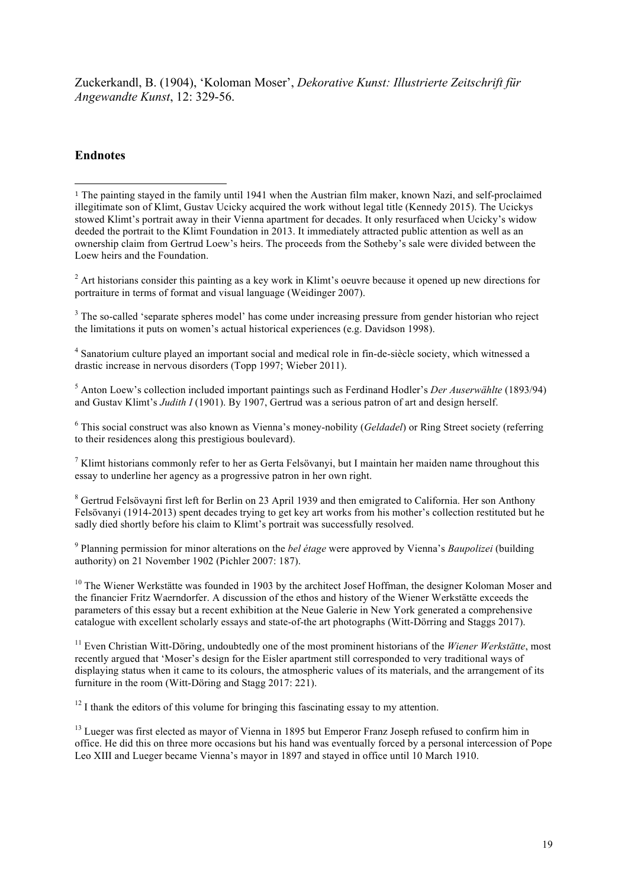Zuckerkandl, B. (1904), 'Koloman Moser', *Dekorative Kunst: Illustrierte Zeitschrift für Angewandte Kunst*, 12: 329-56.

## Endnotes

[1] The painting stayed in the family until 1941 when the Austrian film maker, known Nazi, and self-proclaimed illegitimate son of Klimt, Gustav Ucicky acquired the work without legal title (Kennedy 2015). The Ucickys stowed Klimt's portrait away in their Vienna apartment for decades. It only resurfaced when Ucicky's widow deeded the portrait to the Klimt Foundation in 2013. It immediately attracted public attention as well as an ownership claim from Gertrud Loew's heirs. The proceeds from the Sotheby's sale were divided between the Loew heirs and the Foundation.

[2] Art historians consider this painting as a key work in Klimt's oeuvre because it opened up new directions for portraiture in terms of format and visual language (Weidinger 2007).

[3] The so-called 'separate spheres model' has come under increasing pressure from gender historian who reject the limitations it puts on women's actual historical experiences (e.g. Davidson 1998).

[4] Sanatorium culture played an important social and medical role in fin-de-siècle society, which witnessed a drastic increase in nervous disorders (Topp 1997; Wieber 2011).

[5] Anton Loew's collection included important paintings such as Ferdinand Hodler's *Der Auserwählte* (1893/94) and Gustav Klimt's *Judith I* (1901). By 1907, Gertrud was a serious patron of art and design herself.

[6] This social construct was also known as Vienna's money-nobility (*Geldadel*) or Ring Street society (referring to their residences along this prestigious boulevard).

[7] Klimt historians commonly refer to her as Gerta Felsövanyi, but I maintain her maiden name throughout this essay to underline her agency as a progressive patron in her own right.

[8] Gertrud Felsövayni first left for Berlin on 23 April 1939 and then emigrated to California. Her son Anthony Felsövanyi (1914-2013) spent decades trying to get key art works from his mother's collection restituted but he sadly died shortly before his claim to Klimt's portrait was successfully resolved.

[9] Planning permission for minor alterations on the *bel étage* were approved by Vienna's *Baupolizei* (building authority) on 21 November 1902 (Pichler 2007: 187).

[10] The Wiener Werkstätte was founded in 1903 by the architect Josef Hoffman, the designer Koloman Moser and the financier Fritz Waerndorfer. A discussion of the ethos and history of the Wiener Werkstätte exceeds the parameters of this essay but a recent exhibition at the Neue Galerie in New York generated a comprehensive catalogue with excellent scholarly essays and state-of-the art photographs (Witt-Dörring and Staggs 2017).

[11] Even Christian Witt-Döring, undoubtedly one of the most prominent historians of the *Wiener Werkstätte*, most recently argued that 'Moser's design for the Eisler apartment still corresponded to very traditional ways of displaying status when it came to its colours, the atmospheric values of its materials, and the arrangement of its furniture in the room (Witt-Döring and Stagg 2017: 221).

[12] I thank the editors of this volume for bringing this fascinating essay to my attention.

[13] Lueger was first elected as mayor of Vienna in 1895 but Emperor Franz Joseph refused to confirm him in office. He did this on three more occasions but his hand was eventually forced by a personal intercession of Pope Leo XIII and Lueger became Vienna's mayor in 1897 and stayed in office until 10 March 1910.